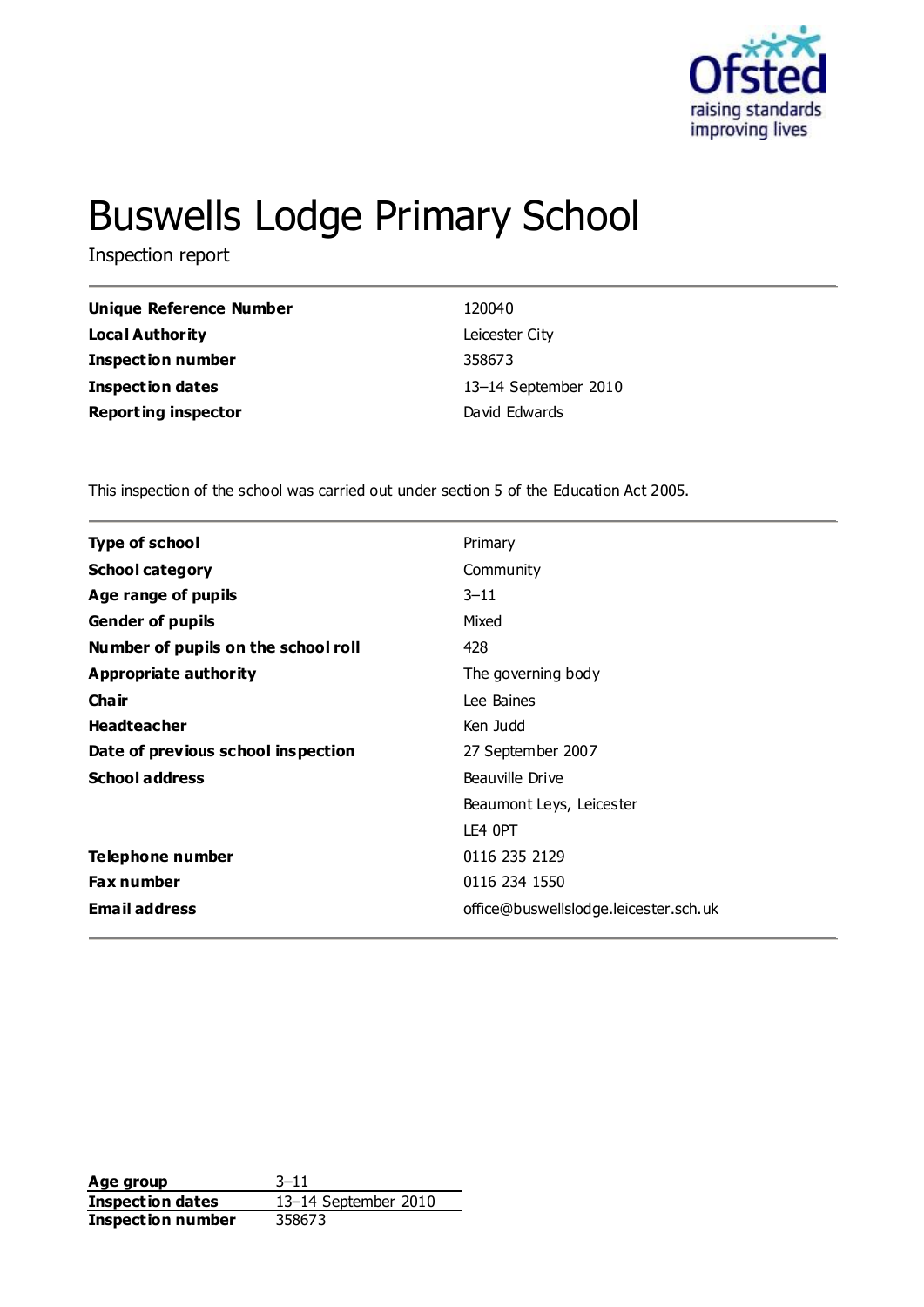# Buswells Lodge Primary School

Inspection report

| | |
|---|---|
| **Unique Reference Number** | 120040 |
| **Local Authority** | Leicester City |
| **Inspection number** | 358673 |
| **Inspection dates** | 13–14 September 2010 |
| **Reporting inspector** | David Edwards |

This inspection of the school was carried out under section 5 of the Education Act 2005.

| | |
|---|---|
| **Type of school** | Primary |
| **School category** | Community |
| **Age range of pupils** | 3–11 |
| **Gender of pupils** | Mixed |
| **Number of pupils on the school roll** | 428 |
| **Appropriate authority** | The governing body |
| **Chair** | Lee Baines |
| **Headteacher** | Ken Judd |
| **Date of previous school inspection** | 27 September 2007 |
| **School address** | Beauville Drive<br>Beaumont Leys, Leicester<br>LE4 0PT |
| **Telephone number** | 0116 235 2129 |
| **Fax number** | 0116 234 1550 |
| **Email address** | office@buswellslodge.leicester.sch.uk |

| | |
|---|---|
| **Age group** | 3–11 |
| **Inspection dates** | 13–14 September 2010 |
| **Inspection number** | 358673 |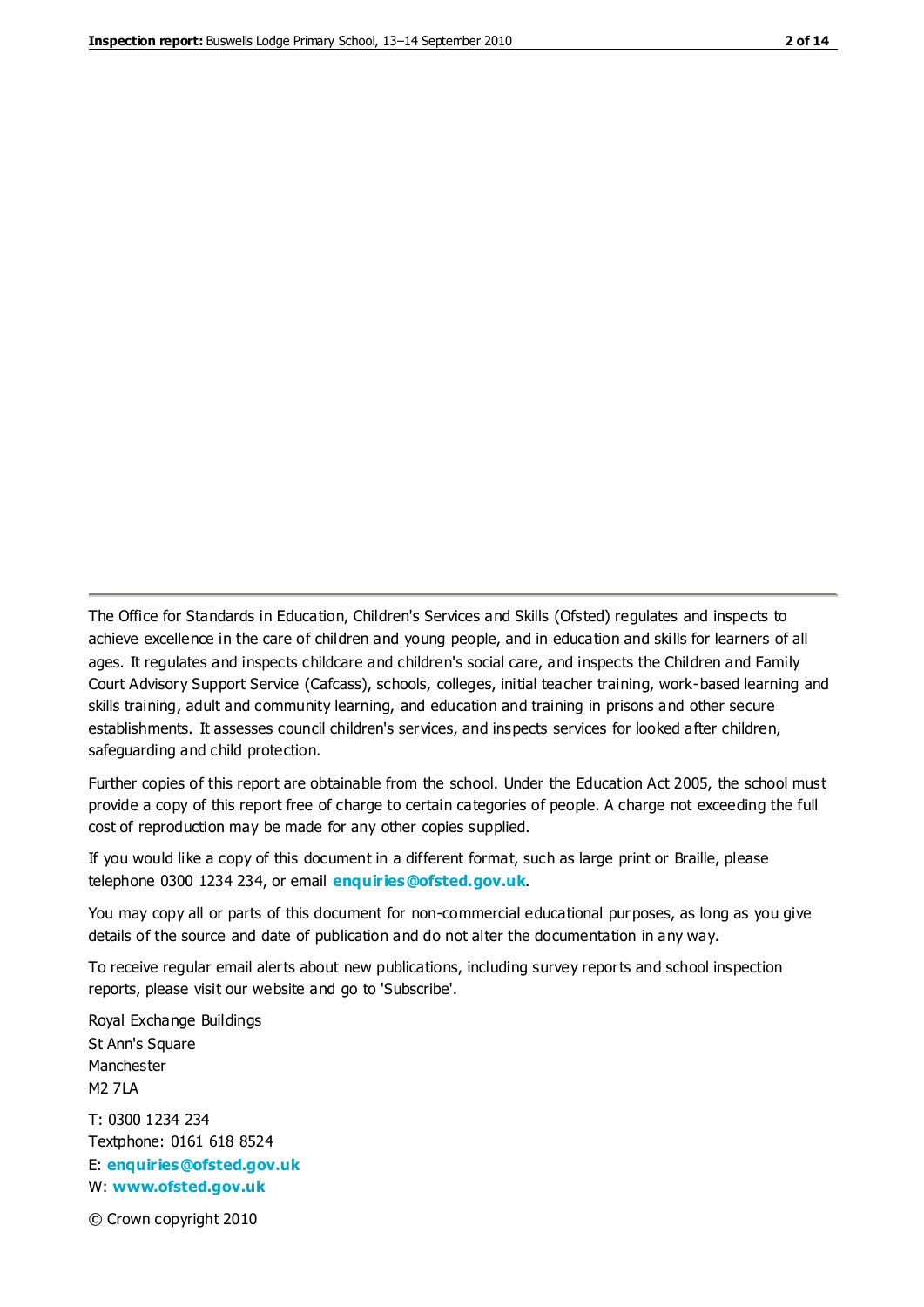The Office for Standards in Education, Children's Services and Skills (Ofsted) regulates and inspects to achieve excellence in the care of children and young people, and in education and skills for learners of all ages. It regulates and inspects childcare and children's social care, and inspects the Children and Family Court Advisory Support Service (Cafcass), schools, colleges, initial teacher training, work-based learning and skills training, adult and community learning, and education and training in prisons and other secure establishments. It assesses council children's services, and inspects services for looked after children, safeguarding and child protection.

Further copies of this report are obtainable from the school. Under the Education Act 2005, the school must provide a copy of this report free of charge to certain categories of people. A charge not exceeding the full cost of reproduction may be made for any other copies supplied.

If you would like a copy of this document in a different format, such as large print or Braille, please telephone 0300 1234 234, or email **enquiries@ofsted.gov.uk**.

You may copy all or parts of this document for non-commercial educational purposes, as long as you give details of the source and date of publication and do not alter the documentation in any way.

To receive regular email alerts about new publications, including survey reports and school inspection reports, please visit our website and go to 'Subscribe'.

Royal Exchange Buildings
St Ann's Square
Manchester
M2 7LA

T: 0300 1234 234
Textphone: 0161 618 8524
E: **enquiries@ofsted.gov.uk**
W: **www.ofsted.gov.uk**

© Crown copyright 2010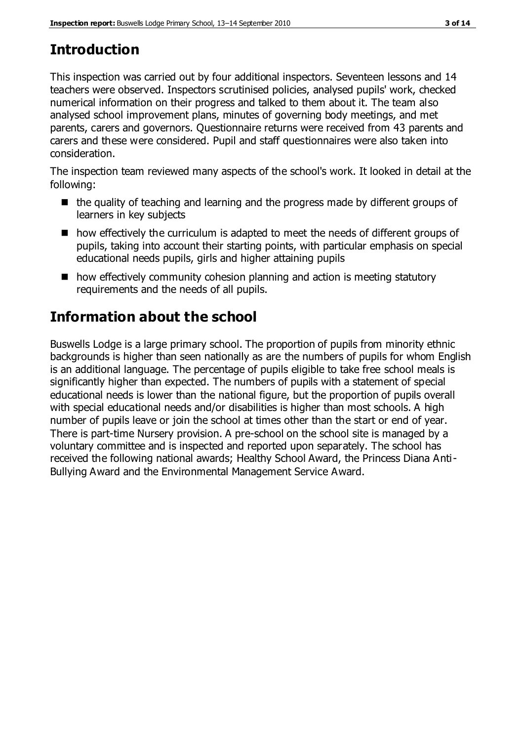## Introduction

This inspection was carried out by four additional inspectors. Seventeen lessons and 14 teachers were observed. Inspectors scrutinised policies, analysed pupils' work, checked numerical information on their progress and talked to them about it. The team also analysed school improvement plans, minutes of governing body meetings, and met parents, carers and governors. Questionnaire returns were received from 43 parents and carers and these were considered. Pupil and staff questionnaires were also taken into consideration.

The inspection team reviewed many aspects of the school's work. It looked in detail at the following:

- the quality of teaching and learning and the progress made by different groups of learners in key subjects
- how effectively the curriculum is adapted to meet the needs of different groups of pupils, taking into account their starting points, with particular emphasis on special educational needs pupils, girls and higher attaining pupils
- how effectively community cohesion planning and action is meeting statutory requirements and the needs of all pupils.

## Information about the school

Buswells Lodge is a large primary school. The proportion of pupils from minority ethnic backgrounds is higher than seen nationally as are the numbers of pupils for whom English is an additional language. The percentage of pupils eligible to take free school meals is significantly higher than expected. The numbers of pupils with a statement of special educational needs is lower than the national figure, but the proportion of pupils overall with special educational needs and/or disabilities is higher than most schools. A high number of pupils leave or join the school at times other than the start or end of year. There is part-time Nursery provision. A pre-school on the school site is managed by a voluntary committee and is inspected and reported upon separately. The school has received the following national awards; Healthy School Award, the Princess Diana Anti-Bullying Award and the Environmental Management Service Award.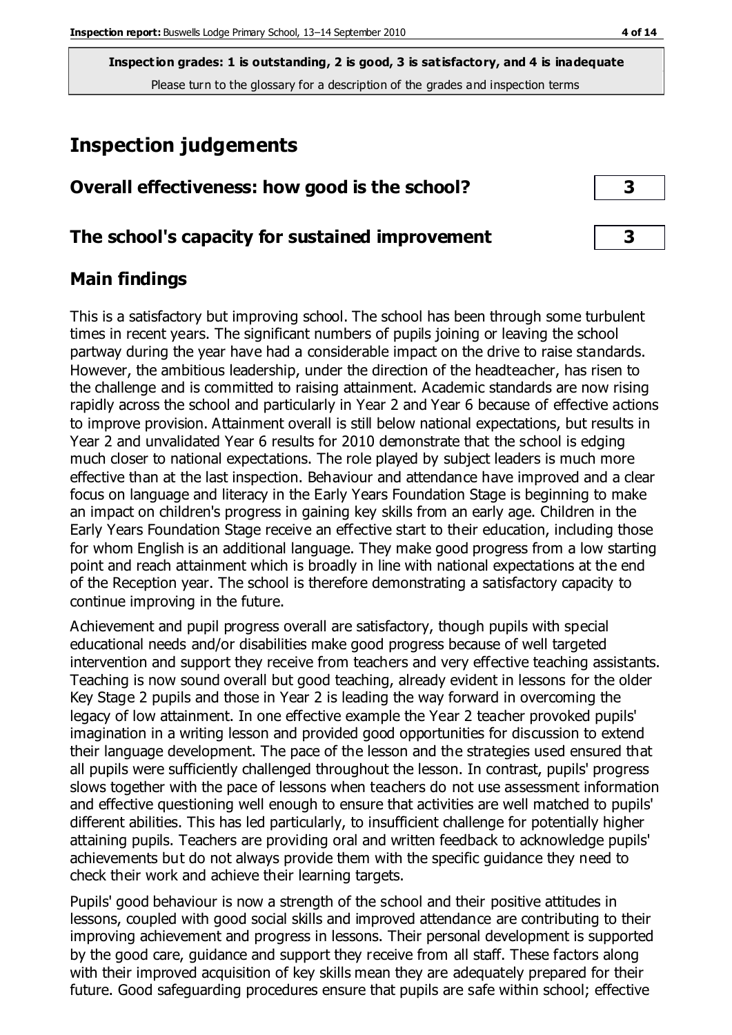**Inspection grades: 1 is outstanding, 2 is good, 3 is satisfactory, and 4 is inadequate**

Please turn to the glossary for a description of the grades and inspection terms

# Inspection judgements

## Overall effectiveness: how good is the school? — 3

## The school's capacity for sustained improvement — 3

## Main findings

This is a satisfactory but improving school. The school has been through some turbulent times in recent years. The significant numbers of pupils joining or leaving the school partway during the year have had a considerable impact on the drive to raise standards. However, the ambitious leadership, under the direction of the headteacher, has risen to the challenge and is committed to raising attainment. Academic standards are now rising rapidly across the school and particularly in Year 2 and Year 6 because of effective actions to improve provision. Attainment overall is still below national expectations, but results in Year 2 and unvalidated Year 6 results for 2010 demonstrate that the school is edging much closer to national expectations. The role played by subject leaders is much more effective than at the last inspection. Behaviour and attendance have improved and a clear focus on language and literacy in the Early Years Foundation Stage is beginning to make an impact on children's progress in gaining key skills from an early age. Children in the Early Years Foundation Stage receive an effective start to their education, including those for whom English is an additional language. They make good progress from a low starting point and reach attainment which is broadly in line with national expectations at the end of the Reception year. The school is therefore demonstrating a satisfactory capacity to continue improving in the future.

Achievement and pupil progress overall are satisfactory, though pupils with special educational needs and/or disabilities make good progress because of well targeted intervention and support they receive from teachers and very effective teaching assistants. Teaching is now sound overall but good teaching, already evident in lessons for the older Key Stage 2 pupils and those in Year 2 is leading the way forward in overcoming the legacy of low attainment. In one effective example the Year 2 teacher provoked pupils' imagination in a writing lesson and provided good opportunities for discussion to extend their language development. The pace of the lesson and the strategies used ensured that all pupils were sufficiently challenged throughout the lesson. In contrast, pupils' progress slows together with the pace of lessons when teachers do not use assessment information and effective questioning well enough to ensure that activities are well matched to pupils' different abilities. This has led particularly, to insufficient challenge for potentially higher attaining pupils. Teachers are providing oral and written feedback to acknowledge pupils' achievements but do not always provide them with the specific guidance they need to check their work and achieve their learning targets.

Pupils' good behaviour is now a strength of the school and their positive attitudes in lessons, coupled with good social skills and improved attendance are contributing to their improving achievement and progress in lessons. Their personal development is supported by the good care, guidance and support they receive from all staff. These factors along with their improved acquisition of key skills mean they are adequately prepared for their future. Good safeguarding procedures ensure that pupils are safe within school; effective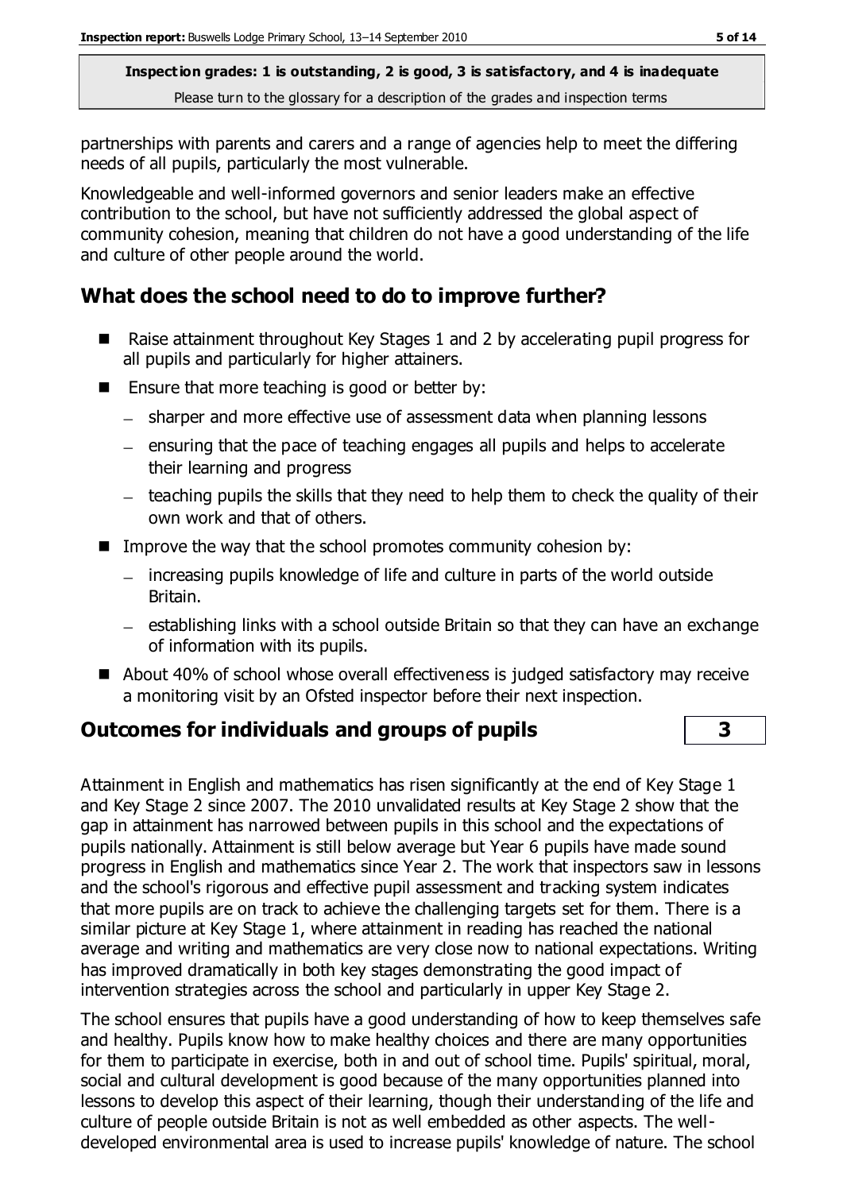partnerships with parents and carers and a range of agencies help to meet the differing needs of all pupils, particularly the most vulnerable.

Knowledgeable and well-informed governors and senior leaders make an effective contribution to the school, but have not sufficiently addressed the global aspect of community cohesion, meaning that children do not have a good understanding of the life and culture of other people around the world.

## What does the school need to do to improve further?

- Raise attainment throughout Key Stages 1 and 2 by accelerating pupil progress for all pupils and particularly for higher attainers.
- Ensure that more teaching is good or better by:
  - sharper and more effective use of assessment data when planning lessons
  - ensuring that the pace of teaching engages all pupils and helps to accelerate their learning and progress
  - teaching pupils the skills that they need to help them to check the quality of their own work and that of others.
- Improve the way that the school promotes community cohesion by:
  - increasing pupils knowledge of life and culture in parts of the world outside Britain.
  - establishing links with a school outside Britain so that they can have an exchange of information with its pupils.
- About 40% of school whose overall effectiveness is judged satisfactory may receive a monitoring visit by an Ofsted inspector before their next inspection.

## Outcomes for individuals and groups of pupils — 3

Attainment in English and mathematics has risen significantly at the end of Key Stage 1 and Key Stage 2 since 2007. The 2010 unvalidated results at Key Stage 2 show that the gap in attainment has narrowed between pupils in this school and the expectations of pupils nationally. Attainment is still below average but Year 6 pupils have made sound progress in English and mathematics since Year 2. The work that inspectors saw in lessons and the school's rigorous and effective pupil assessment and tracking system indicates that more pupils are on track to achieve the challenging targets set for them. There is a similar picture at Key Stage 1, where attainment in reading has reached the national average and writing and mathematics are very close now to national expectations. Writing has improved dramatically in both key stages demonstrating the good impact of intervention strategies across the school and particularly in upper Key Stage 2.

The school ensures that pupils have a good understanding of how to keep themselves safe and healthy. Pupils know how to make healthy choices and there are many opportunities for them to participate in exercise, both in and out of school time. Pupils' spiritual, moral, social and cultural development is good because of the many opportunities planned into lessons to develop this aspect of their learning, though their understanding of the life and culture of people outside Britain is not as well embedded as other aspects. The well-developed environmental area is used to increase pupils' knowledge of nature. The school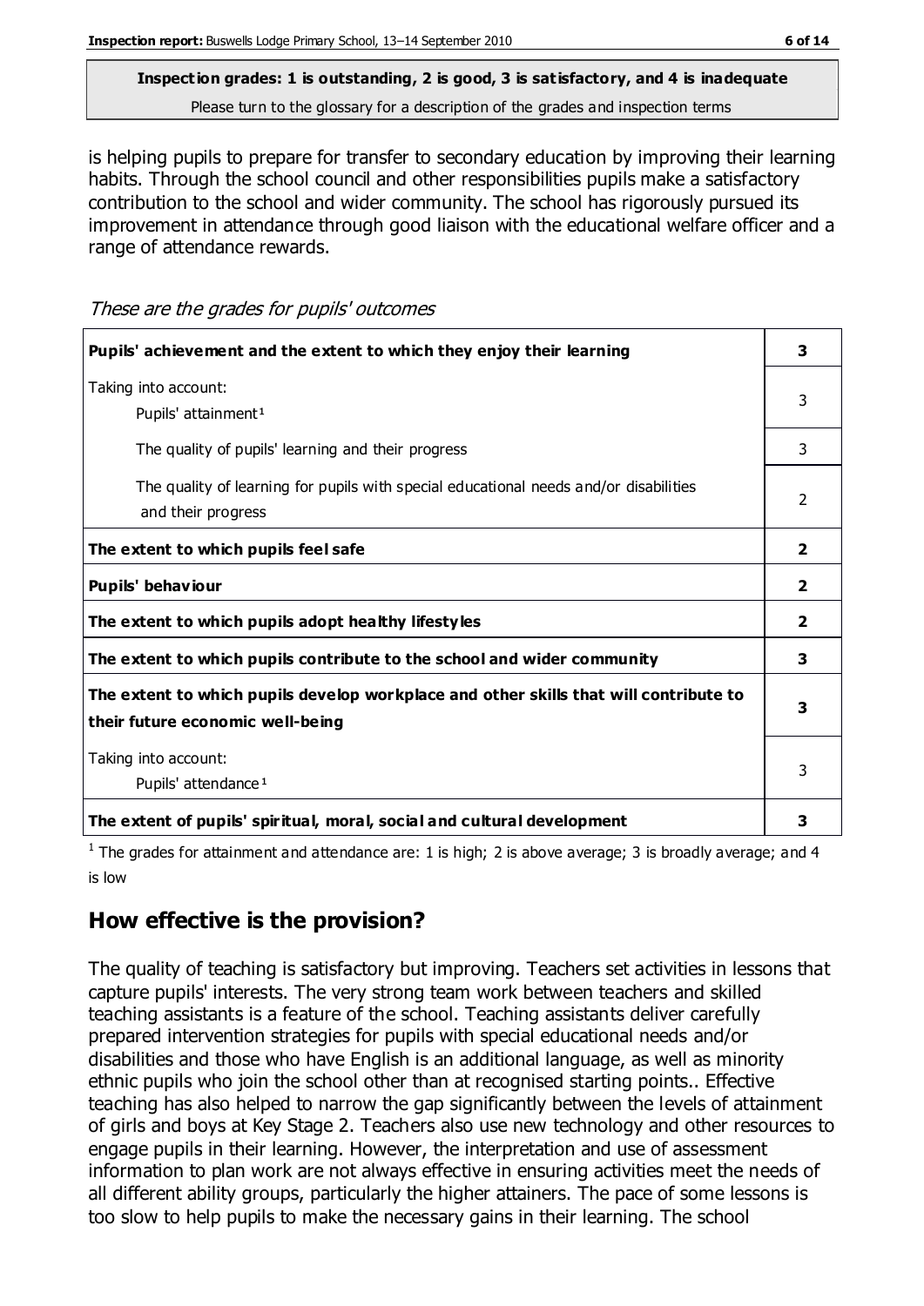**Inspection grades: 1 is outstanding, 2 is good, 3 is satisfactory, and 4 is inadequate**
Please turn to the glossary for a description of the grades and inspection terms

is helping pupils to prepare for transfer to secondary education by improving their learning habits. Through the school council and other responsibilities pupils make a satisfactory contribution to the school and wider community. The school has rigorously pursued its improvement in attendance through good liaison with the educational welfare officer and a range of attendance rewards.

*These are the grades for pupils' outcomes*

| | |
|---|---|
| **Pupils' achievement and the extent to which they enjoy their learning** | **3** |
| Taking into account:<br>Pupils' attainment[1] | 3 |
| The quality of pupils' learning and their progress | 3 |
| The quality of learning for pupils with special educational needs and/or disabilities and their progress | 2 |
| **The extent to which pupils feel safe** | **2** |
| **Pupils' behaviour** | **2** |
| **The extent to which pupils adopt healthy lifestyles** | **2** |
| **The extent to which pupils contribute to the school and wider community** | **3** |
| **The extent to which pupils develop workplace and other skills that will contribute to their future economic well-being** | **3** |
| Taking into account:<br>Pupils' attendance[1] | 3 |
| **The extent of pupils' spiritual, moral, social and cultural development** | **3** |

[1] The grades for attainment and attendance are: 1 is high; 2 is above average; 3 is broadly average; and 4 is low

## How effective is the provision?

The quality of teaching is satisfactory but improving. Teachers set activities in lessons that capture pupils' interests. The very strong team work between teachers and skilled teaching assistants is a feature of the school. Teaching assistants deliver carefully prepared intervention strategies for pupils with special educational needs and/or disabilities and those who have English is an additional language, as well as minority ethnic pupils who join the school other than at recognised starting points.. Effective teaching has also helped to narrow the gap significantly between the levels of attainment of girls and boys at Key Stage 2. Teachers also use new technology and other resources to engage pupils in their learning. However, the interpretation and use of assessment information to plan work are not always effective in ensuring activities meet the needs of all different ability groups, particularly the higher attainers. The pace of some lessons is too slow to help pupils to make the necessary gains in their learning. The school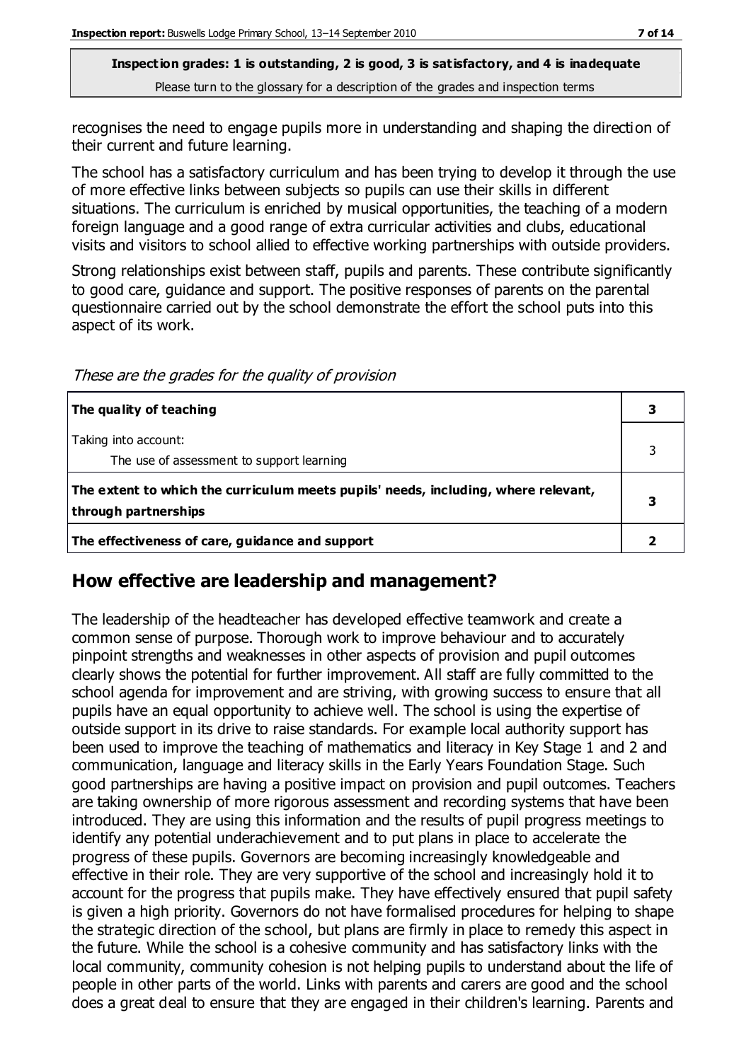**Inspection grades: 1 is outstanding, 2 is good, 3 is satisfactory, and 4 is inadequate**
Please turn to the glossary for a description of the grades and inspection terms

recognises the need to engage pupils more in understanding and shaping the direction of their current and future learning.

The school has a satisfactory curriculum and has been trying to develop it through the use of more effective links between subjects so pupils can use their skills in different situations. The curriculum is enriched by musical opportunities, the teaching of a modern foreign language and a good range of extra curricular activities and clubs, educational visits and visitors to school allied to effective working partnerships with outside providers.

Strong relationships exist between staff, pupils and parents. These contribute significantly to good care, guidance and support. The positive responses of parents on the parental questionnaire carried out by the school demonstrate the effort the school puts into this aspect of its work.

*These are the grades for the quality of provision*

| | |
|---|---|
| **The quality of teaching** | **3** |
| Taking into account:<br>The use of assessment to support learning | 3 |
| **The extent to which the curriculum meets pupils' needs, including, where relevant, through partnerships** | **3** |
| **The effectiveness of care, guidance and support** | **2** |

## How effective are leadership and management?

The leadership of the headteacher has developed effective teamwork and create a common sense of purpose. Thorough work to improve behaviour and to accurately pinpoint strengths and weaknesses in other aspects of provision and pupil outcomes clearly shows the potential for further improvement. All staff are fully committed to the school agenda for improvement and are striving, with growing success to ensure that all pupils have an equal opportunity to achieve well. The school is using the expertise of outside support in its drive to raise standards. For example local authority support has been used to improve the teaching of mathematics and literacy in Key Stage 1 and 2 and communication, language and literacy skills in the Early Years Foundation Stage. Such good partnerships are having a positive impact on provision and pupil outcomes. Teachers are taking ownership of more rigorous assessment and recording systems that have been introduced. They are using this information and the results of pupil progress meetings to identify any potential underachievement and to put plans in place to accelerate the progress of these pupils. Governors are becoming increasingly knowledgeable and effective in their role. They are very supportive of the school and increasingly hold it to account for the progress that pupils make. They have effectively ensured that pupil safety is given a high priority. Governors do not have formalised procedures for helping to shape the strategic direction of the school, but plans are firmly in place to remedy this aspect in the future. While the school is a cohesive community and has satisfactory links with the local community, community cohesion is not helping pupils to understand about the life of people in other parts of the world. Links with parents and carers are good and the school does a great deal to ensure that they are engaged in their children's learning. Parents and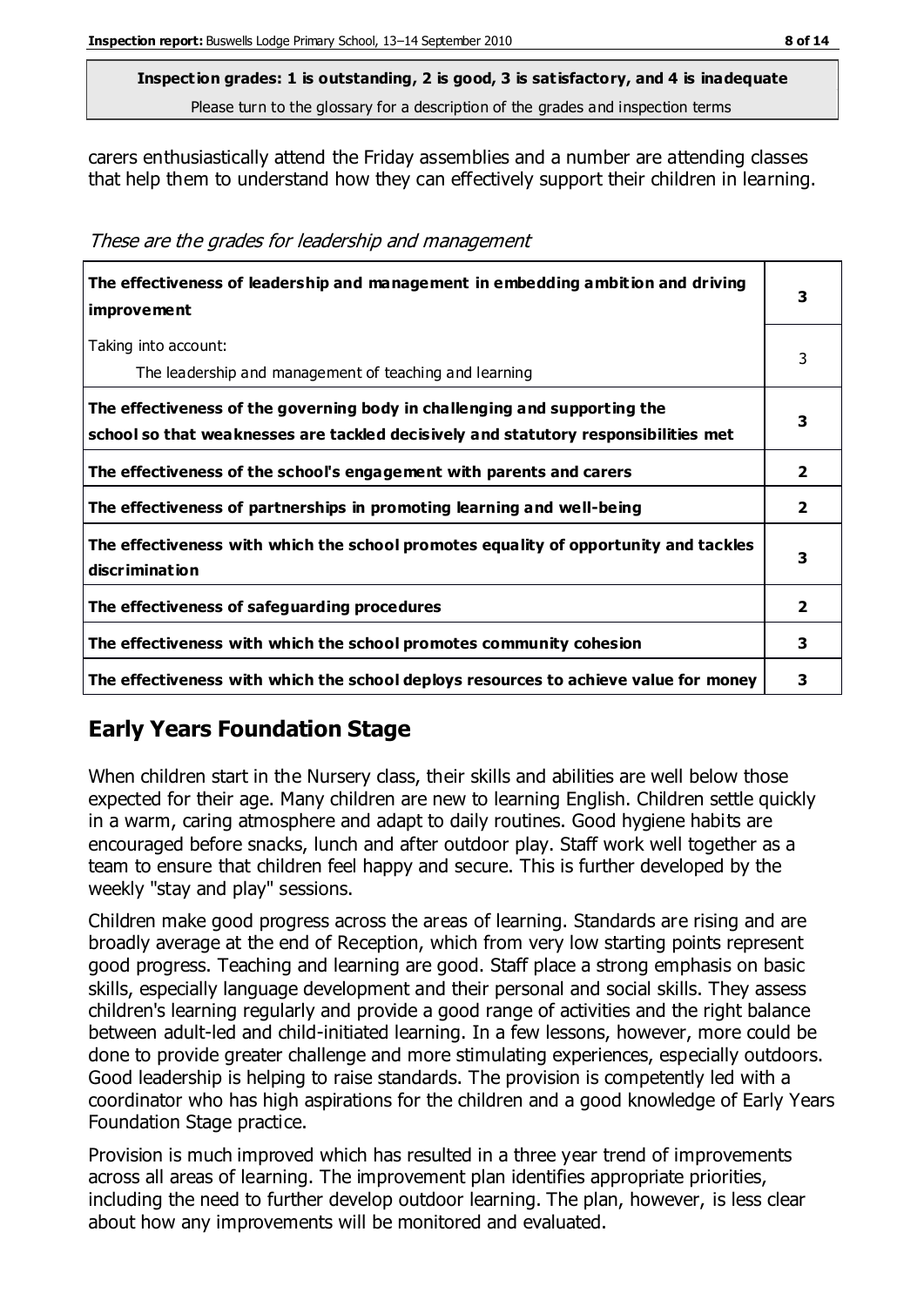**Inspection grades: 1 is outstanding, 2 is good, 3 is satisfactory, and 4 is inadequate**
Please turn to the glossary for a description of the grades and inspection terms

carers enthusiastically attend the Friday assemblies and a number are attending classes that help them to understand how they can effectively support their children in learning.

*These are the grades for leadership and management*

| | |
|---|---|
| **The effectiveness of leadership and management in embedding ambition and driving improvement** | **3** |
| Taking into account:<br>The leadership and management of teaching and learning | 3 |
| **The effectiveness of the governing body in challenging and supporting the school so that weaknesses are tackled decisively and statutory responsibilities met** | **3** |
| **The effectiveness of the school's engagement with parents and carers** | **2** |
| **The effectiveness of partnerships in promoting learning and well-being** | **2** |
| **The effectiveness with which the school promotes equality of opportunity and tackles discrimination** | **3** |
| **The effectiveness of safeguarding procedures** | **2** |
| **The effectiveness with which the school promotes community cohesion** | **3** |
| **The effectiveness with which the school deploys resources to achieve value for money** | **3** |

## Early Years Foundation Stage

When children start in the Nursery class, their skills and abilities are well below those expected for their age. Many children are new to learning English. Children settle quickly in a warm, caring atmosphere and adapt to daily routines. Good hygiene habits are encouraged before snacks, lunch and after outdoor play. Staff work well together as a team to ensure that children feel happy and secure. This is further developed by the weekly "stay and play" sessions.

Children make good progress across the areas of learning. Standards are rising and are broadly average at the end of Reception, which from very low starting points represent good progress. Teaching and learning are good. Staff place a strong emphasis on basic skills, especially language development and their personal and social skills. They assess children's learning regularly and provide a good range of activities and the right balance between adult-led and child-initiated learning. In a few lessons, however, more could be done to provide greater challenge and more stimulating experiences, especially outdoors. Good leadership is helping to raise standards. The provision is competently led with a coordinator who has high aspirations for the children and a good knowledge of Early Years Foundation Stage practice.

Provision is much improved which has resulted in a three year trend of improvements across all areas of learning. The improvement plan identifies appropriate priorities, including the need to further develop outdoor learning. The plan, however, is less clear about how any improvements will be monitored and evaluated.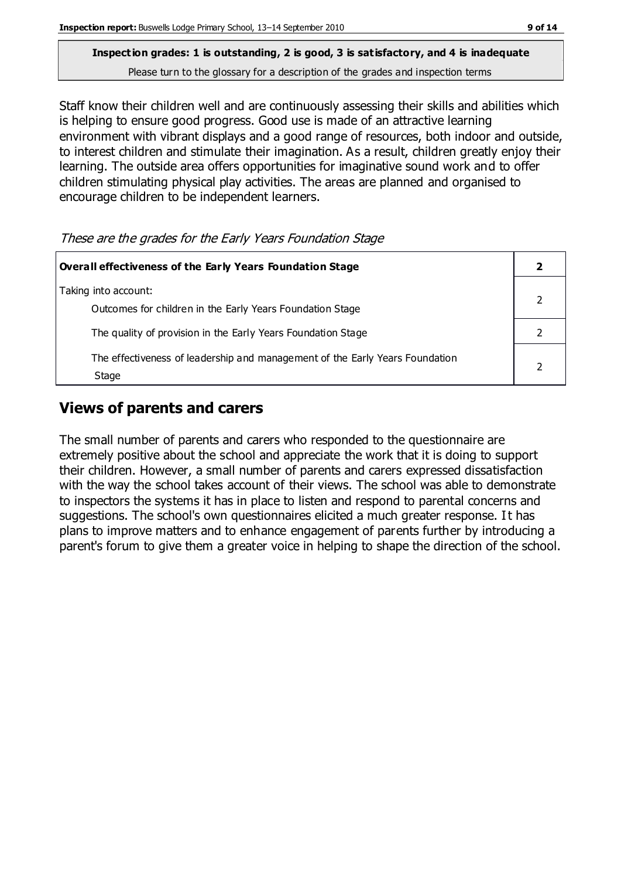**Inspection grades: 1 is outstanding, 2 is good, 3 is satisfactory, and 4 is inadequate**

Please turn to the glossary for a description of the grades and inspection terms

Staff know their children well and are continuously assessing their skills and abilities which is helping to ensure good progress. Good use is made of an attractive learning environment with vibrant displays and a good range of resources, both indoor and outside, to interest children and stimulate their imagination. As a result, children greatly enjoy their learning. The outside area offers opportunities for imaginative sound work and to offer children stimulating physical play activities. The areas are planned and organised to encourage children to be independent learners.

*These are the grades for the Early Years Foundation Stage*

| **Overall effectiveness of the Early Years Foundation Stage** | **2** |
|---|---|
| Taking into account:<br>Outcomes for children in the Early Years Foundation Stage | 2 |
| The quality of provision in the Early Years Foundation Stage | 2 |
| The effectiveness of leadership and management of the Early Years Foundation Stage | 2 |

## Views of parents and carers

The small number of parents and carers who responded to the questionnaire are extremely positive about the school and appreciate the work that it is doing to support their children. However, a small number of parents and carers expressed dissatisfaction with the way the school takes account of their views. The school was able to demonstrate to inspectors the systems it has in place to listen and respond to parental concerns and suggestions. The school's own questionnaires elicited a much greater response. It has plans to improve matters and to enhance engagement of parents further by introducing a parent's forum to give them a greater voice in helping to shape the direction of the school.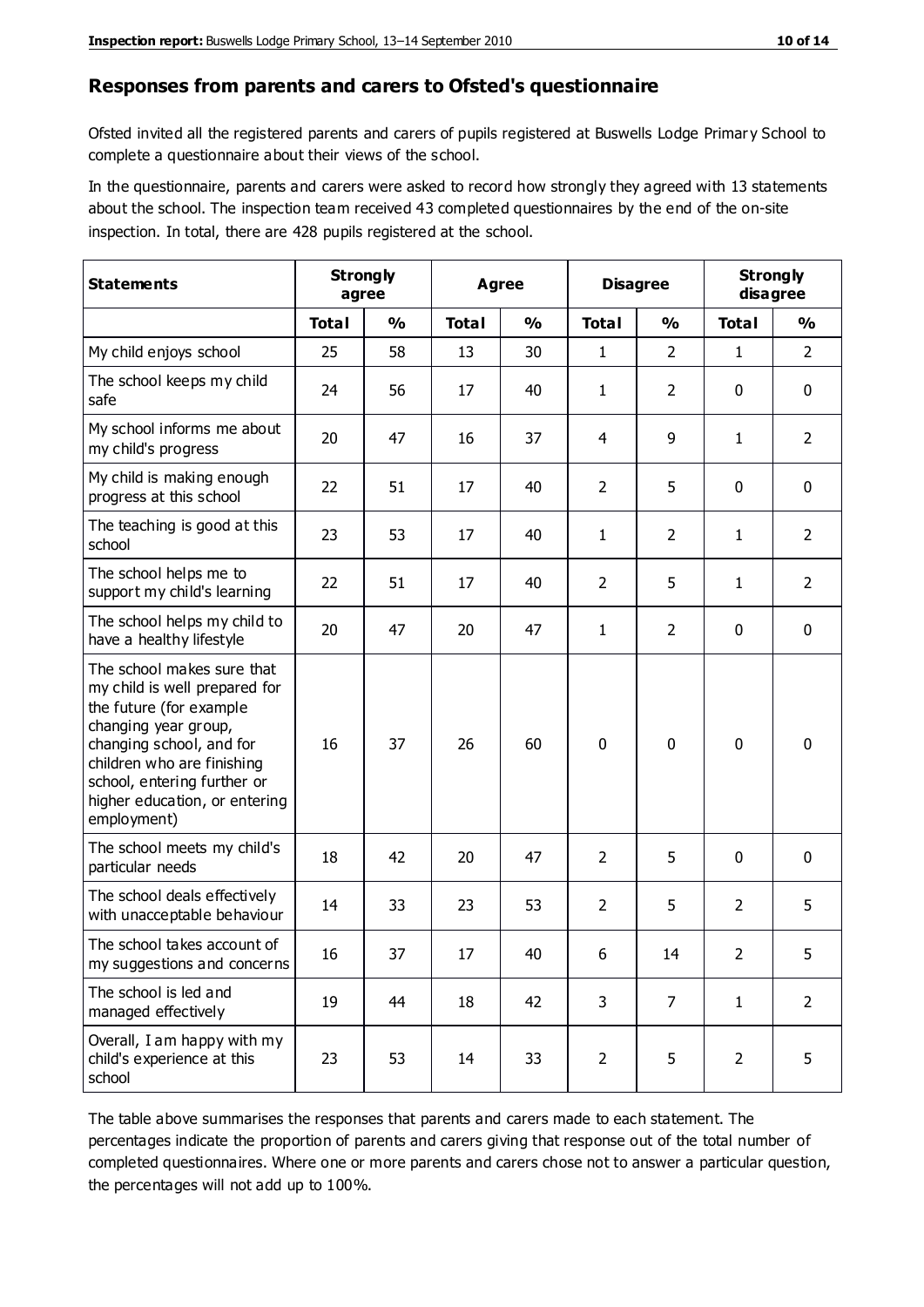## Responses from parents and carers to Ofsted's questionnaire

Ofsted invited all the registered parents and carers of pupils registered at Buswells Lodge Primary School to complete a questionnaire about their views of the school.

In the questionnaire, parents and carers were asked to record how strongly they agreed with 13 statements about the school. The inspection team received 43 completed questionnaires by the end of the on-site inspection. In total, there are 428 pupils registered at the school.

| Statements | Strongly agree | | Agree | | Disagree | | Strongly disagree | |
|---|---|---|---|---|---|---|---|---|
| | Total | % | Total | % | Total | % | Total | % |
| My child enjoys school | 25 | 58 | 13 | 30 | 1 | 2 | 1 | 2 |
| The school keeps my child safe | 24 | 56 | 17 | 40 | 1 | 2 | 0 | 0 |
| My school informs me about my child's progress | 20 | 47 | 16 | 37 | 4 | 9 | 1 | 2 |
| My child is making enough progress at this school | 22 | 51 | 17 | 40 | 2 | 5 | 0 | 0 |
| The teaching is good at this school | 23 | 53 | 17 | 40 | 1 | 2 | 1 | 2 |
| The school helps me to support my child's learning | 22 | 51 | 17 | 40 | 2 | 5 | 1 | 2 |
| The school helps my child to have a healthy lifestyle | 20 | 47 | 20 | 47 | 1 | 2 | 0 | 0 |
| The school makes sure that my child is well prepared for the future (for example changing year group, changing school, and for children who are finishing school, entering further or higher education, or entering employment) | 16 | 37 | 26 | 60 | 0 | 0 | 0 | 0 |
| The school meets my child's particular needs | 18 | 42 | 20 | 47 | 2 | 5 | 0 | 0 |
| The school deals effectively with unacceptable behaviour | 14 | 33 | 23 | 53 | 2 | 5 | 2 | 5 |
| The school takes account of my suggestions and concerns | 16 | 37 | 17 | 40 | 6 | 14 | 2 | 5 |
| The school is led and managed effectively | 19 | 44 | 18 | 42 | 3 | 7 | 1 | 2 |
| Overall, I am happy with my child's experience at this school | 23 | 53 | 14 | 33 | 2 | 5 | 2 | 5 |

The table above summarises the responses that parents and carers made to each statement. The percentages indicate the proportion of parents and carers giving that response out of the total number of completed questionnaires. Where one or more parents and carers chose not to answer a particular question, the percentages will not add up to 100%.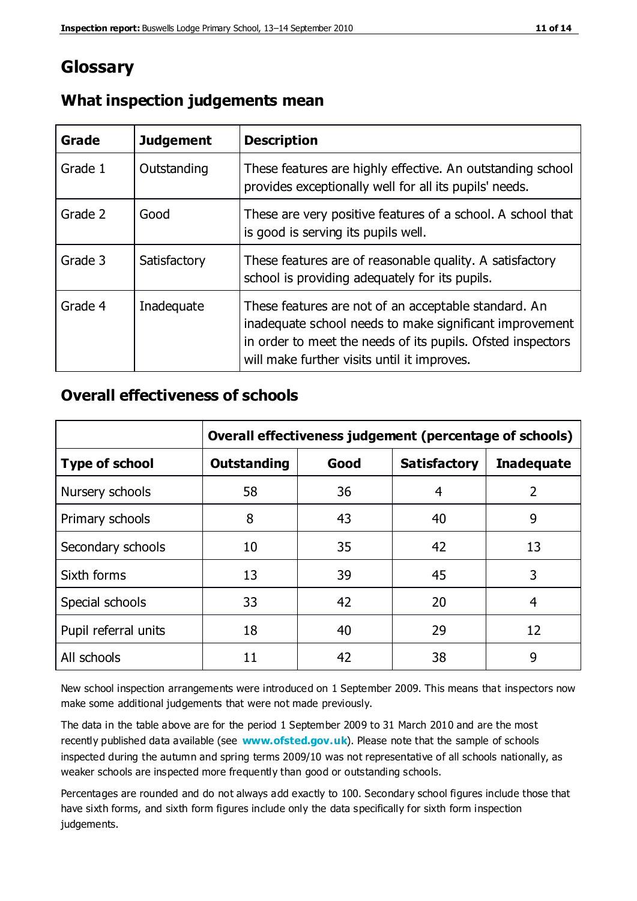# Glossary

## What inspection judgements mean

| Grade | Judgement | Description |
| --- | --- | --- |
| Grade 1 | Outstanding | These features are highly effective. An outstanding school provides exceptionally well for all its pupils' needs. |
| Grade 2 | Good | These are very positive features of a school. A school that is good is serving its pupils well. |
| Grade 3 | Satisfactory | These features are of reasonable quality. A satisfactory school is providing adequately for its pupils. |
| Grade 4 | Inadequate | These features are not of an acceptable standard. An inadequate school needs to make significant improvement in order to meet the needs of its pupils. Ofsted inspectors will make further visits until it improves. |

## Overall effectiveness of schools

| | Overall effectiveness judgement (percentage of schools) | | | |
| --- | --- | --- | --- | --- |
| **Type of school** | **Outstanding** | **Good** | **Satisfactory** | **Inadequate** |
| Nursery schools | 58 | 36 | 4 | 2 |
| Primary schools | 8 | 43 | 40 | 9 |
| Secondary schools | 10 | 35 | 42 | 13 |
| Sixth forms | 13 | 39 | 45 | 3 |
| Special schools | 33 | 42 | 20 | 4 |
| Pupil referral units | 18 | 40 | 29 | 12 |
| All schools | 11 | 42 | 38 | 9 |

New school inspection arrangements were introduced on 1 September 2009. This means that inspectors now make some additional judgements that were not made previously.

The data in the table above are for the period 1 September 2009 to 31 March 2010 and are the most recently published data available (see **www.ofsted.gov.uk**). Please note that the sample of schools inspected during the autumn and spring terms 2009/10 was not representative of all schools nationally, as weaker schools are inspected more frequently than good or outstanding schools.

Percentages are rounded and do not always add exactly to 100. Secondary school figures include those that have sixth forms, and sixth form figures include only the data specifically for sixth form inspection judgements.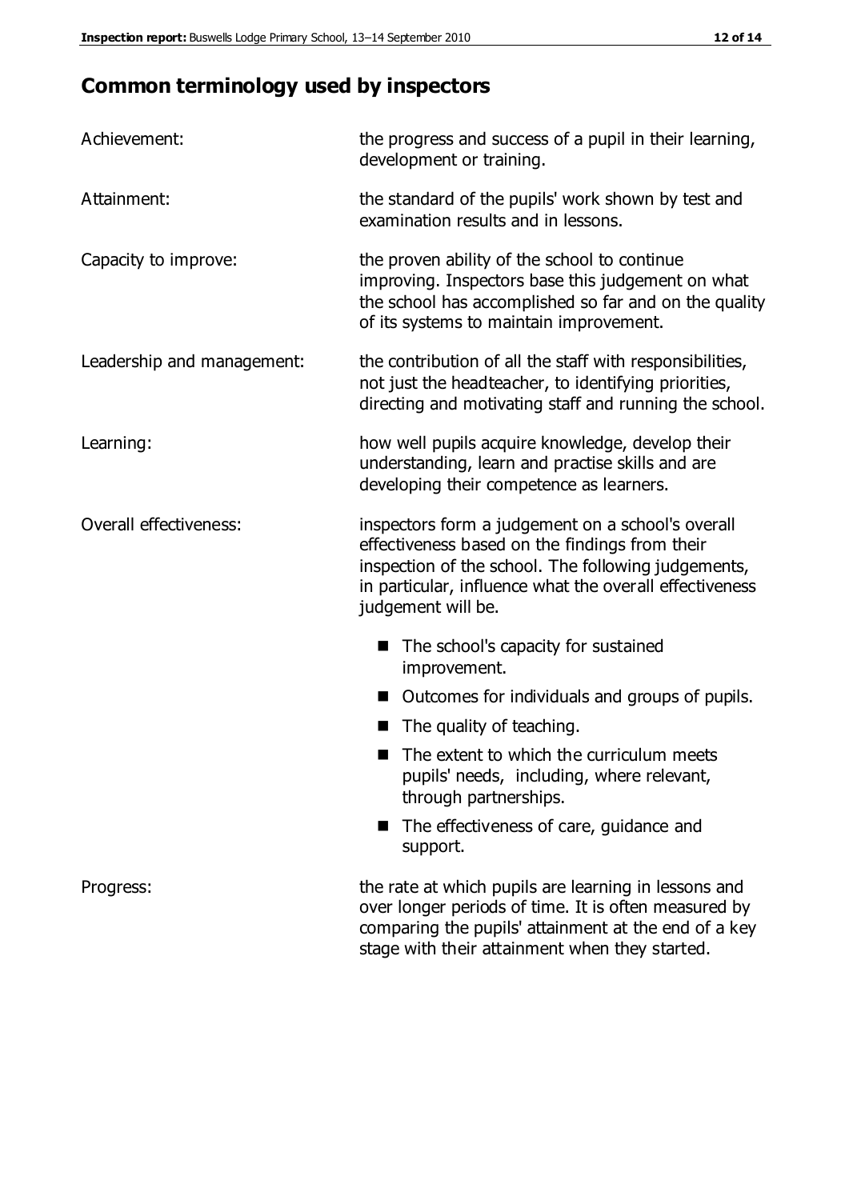## Common terminology used by inspectors

| | |
|---|---|
| Achievement: | the progress and success of a pupil in their learning, development or training. |
| Attainment: | the standard of the pupils' work shown by test and examination results and in lessons. |
| Capacity to improve: | the proven ability of the school to continue improving. Inspectors base this judgement on what the school has accomplished so far and on the quality of its systems to maintain improvement. |
| Leadership and management: | the contribution of all the staff with responsibilities, not just the headteacher, to identifying priorities, directing and motivating staff and running the school. |
| Learning: | how well pupils acquire knowledge, develop their understanding, learn and practise skills and are developing their competence as learners. |
| Overall effectiveness: | inspectors form a judgement on a school's overall effectiveness based on the findings from their inspection of the school. The following judgements, in particular, influence what the overall effectiveness judgement will be.<br>■ The school's capacity for sustained improvement.<br>■ Outcomes for individuals and groups of pupils.<br>■ The quality of teaching.<br>■ The extent to which the curriculum meets pupils' needs, including, where relevant, through partnerships.<br>■ The effectiveness of care, guidance and support. |
| Progress: | the rate at which pupils are learning in lessons and over longer periods of time. It is often measured by comparing the pupils' attainment at the end of a key stage with their attainment when they started. |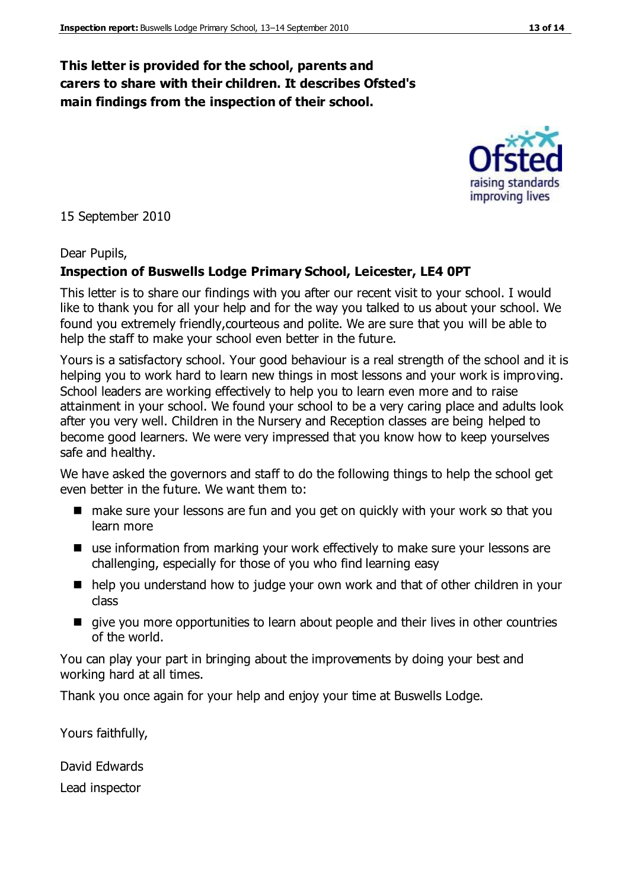**This letter is provided for the school, parents and carers to share with their children. It describes Ofsted's main findings from the inspection of their school.**

15 September 2010

Dear Pupils,

**Inspection of Buswells Lodge Primary School, Leicester, LE4 0PT**

This letter is to share our findings with you after our recent visit to your school. I would like to thank you for all your help and for the way you talked to us about your school. We found you extremely friendly,courteous and polite. We are sure that you will be able to help the staff to make your school even better in the future.

Yours is a satisfactory school. Your good behaviour is a real strength of the school and it is helping you to work hard to learn new things in most lessons and your work is improving. School leaders are working effectively to help you to learn even more and to raise attainment in your school. We found your school to be a very caring place and adults look after you very well. Children in the Nursery and Reception classes are being helped to become good learners. We were very impressed that you know how to keep yourselves safe and healthy.

We have asked the governors and staff to do the following things to help the school get even better in the future. We want them to:

- make sure your lessons are fun and you get on quickly with your work so that you learn more
- use information from marking your work effectively to make sure your lessons are challenging, especially for those of you who find learning easy
- help you understand how to judge your own work and that of other children in your class
- give you more opportunities to learn about people and their lives in other countries of the world.

You can play your part in bringing about the improvements by doing your best and working hard at all times.

Thank you once again for your help and enjoy your time at Buswells Lodge.

Yours faithfully,

David Edwards

Lead inspector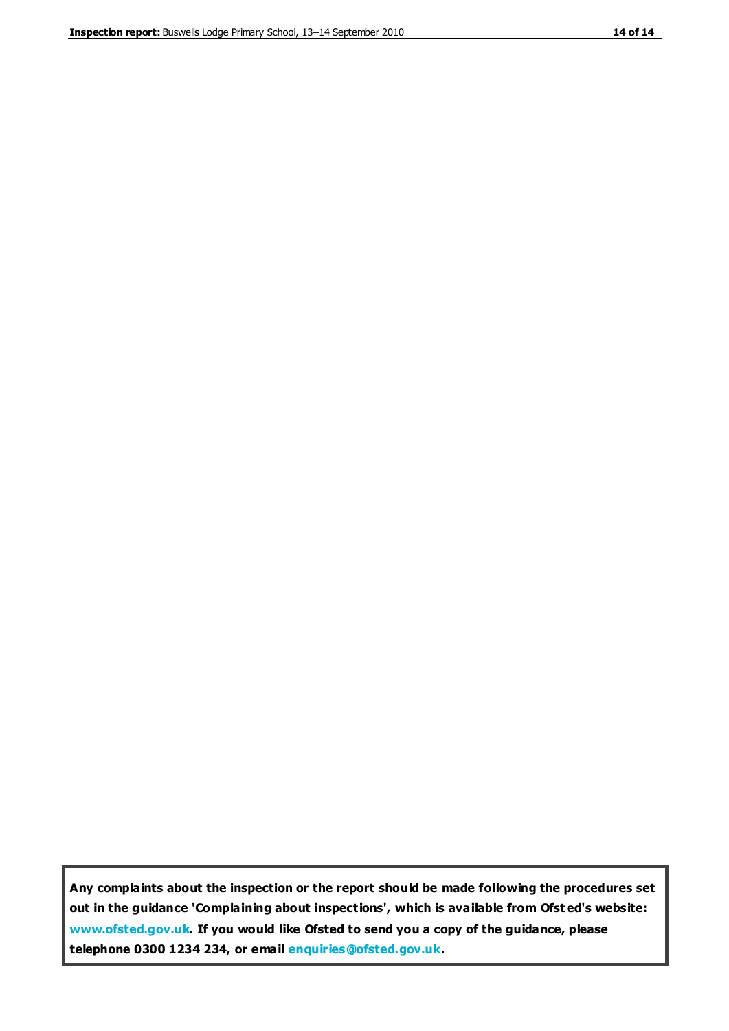**Any complaints about the inspection or the report should be made following the procedures set out in the guidance 'Complaining about inspections', which is available from Ofsted's website: www.ofsted.gov.uk. If you would like Ofsted to send you a copy of the guidance, please telephone 0300 1234 234, or email enquiries@ofsted.gov.uk.**